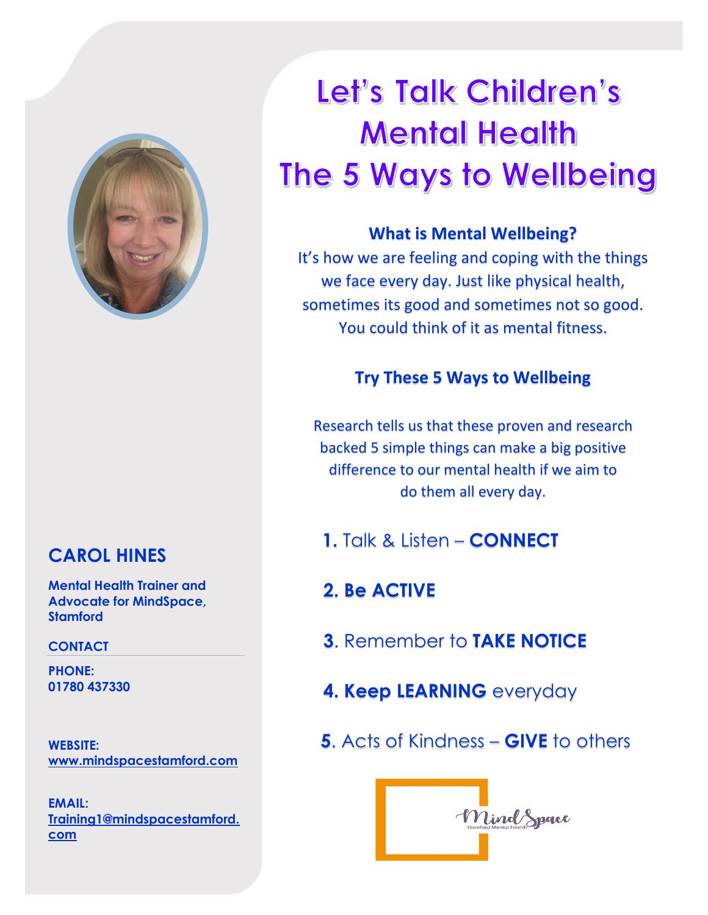# Let's Talk Children's Mental Health
# The 5 Ways to Wellbeing

### What is Mental Wellbeing?

It's how we are feeling and coping with the things we face every day. Just like physical health, sometimes its good and sometimes not so good. You could think of it as mental fitness.

### Try These 5 Ways to Wellbeing

Research tells us that these proven and research backed 5 simple things can make a big positive difference to our mental health if we aim to do them all every day.

**1.** Talk & Listen – **CONNECT**

**2. Be ACTIVE**

**3**. Remember to **TAKE NOTICE**

**4. Keep LEARNING** everyday

**5**. Acts of Kindness – **GIVE** to others

MindSpace
Stamford Mental Health

## CAROL HINES

**Mental Health Trainer and Advocate for MindSpace, Stamford**

**CONTACT**

**PHONE:**
**01780 437330**

**WEBSITE:**
**www.mindspacestamford.com**

**EMAIL:**
**Training1@mindspacestamford.com**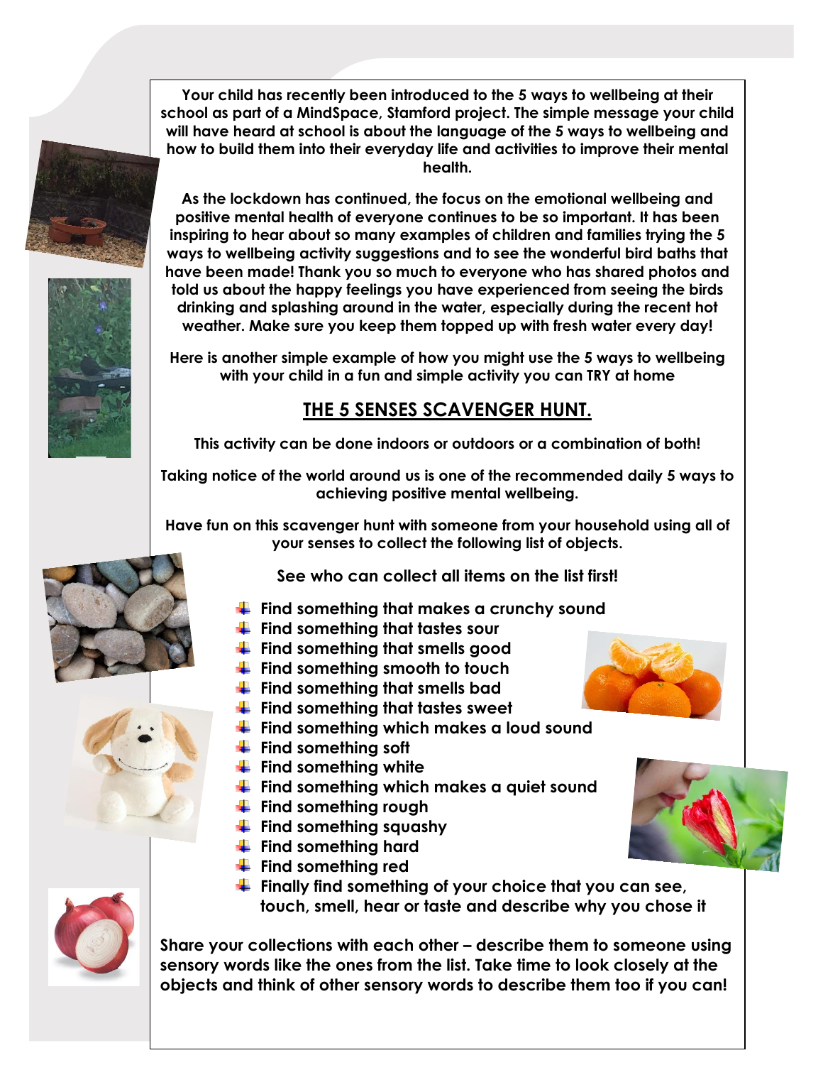**Your child has recently been introduced to the 5 ways to wellbeing at their school as part of a MindSpace, Stamford project. The simple message your child will have heard at school is about the language of the 5 ways to wellbeing and how to build them into their everyday life and activities to improve their mental health.**

**As the lockdown has continued, the focus on the emotional wellbeing and positive mental health of everyone continues to be so important. It has been inspiring to hear about so many examples of children and families trying the 5 ways to wellbeing activity suggestions and to see the wonderful bird baths that have been made! Thank you so much to everyone who has shared photos and told us about the happy feelings you have experienced from seeing the birds drinking and splashing around in the water, especially during the recent hot weather. Make sure you keep them topped up with fresh water every day!**

**Here is another simple example of how you might use the 5 ways to wellbeing with your child in a fun and simple activity you can TRY at home**

## THE 5 SENSES SCAVENGER HUNT.

**This activity can be done indoors or outdoors or a combination of both!**

**Taking notice of the world around us is one of the recommended daily 5 ways to achieving positive mental wellbeing.**

**Have fun on this scavenger hunt with someone from your household using all of your senses to collect the following list of objects.**

**See who can collect all items on the list first!**

- **Find something that makes a crunchy sound**
- **Find something that tastes sour**
- **Find something that smells good**
- **Find something smooth to touch**
- **Find something that smells bad**
- **Find something that tastes sweet**
- **Find something which makes a loud sound**
- **Find something soft**
- **Find something white**
- **Find something which makes a quiet sound**
- **Find something rough**
- **Find something squashy**
- **Find something hard**
- **Find something red**
- **Finally find something of your choice that you can see, touch, smell, hear or taste and describe why you chose it**

**Share your collections with each other – describe them to someone using sensory words like the ones from the list. Take time to look closely at the objects and think of other sensory words to describe them too if you can!**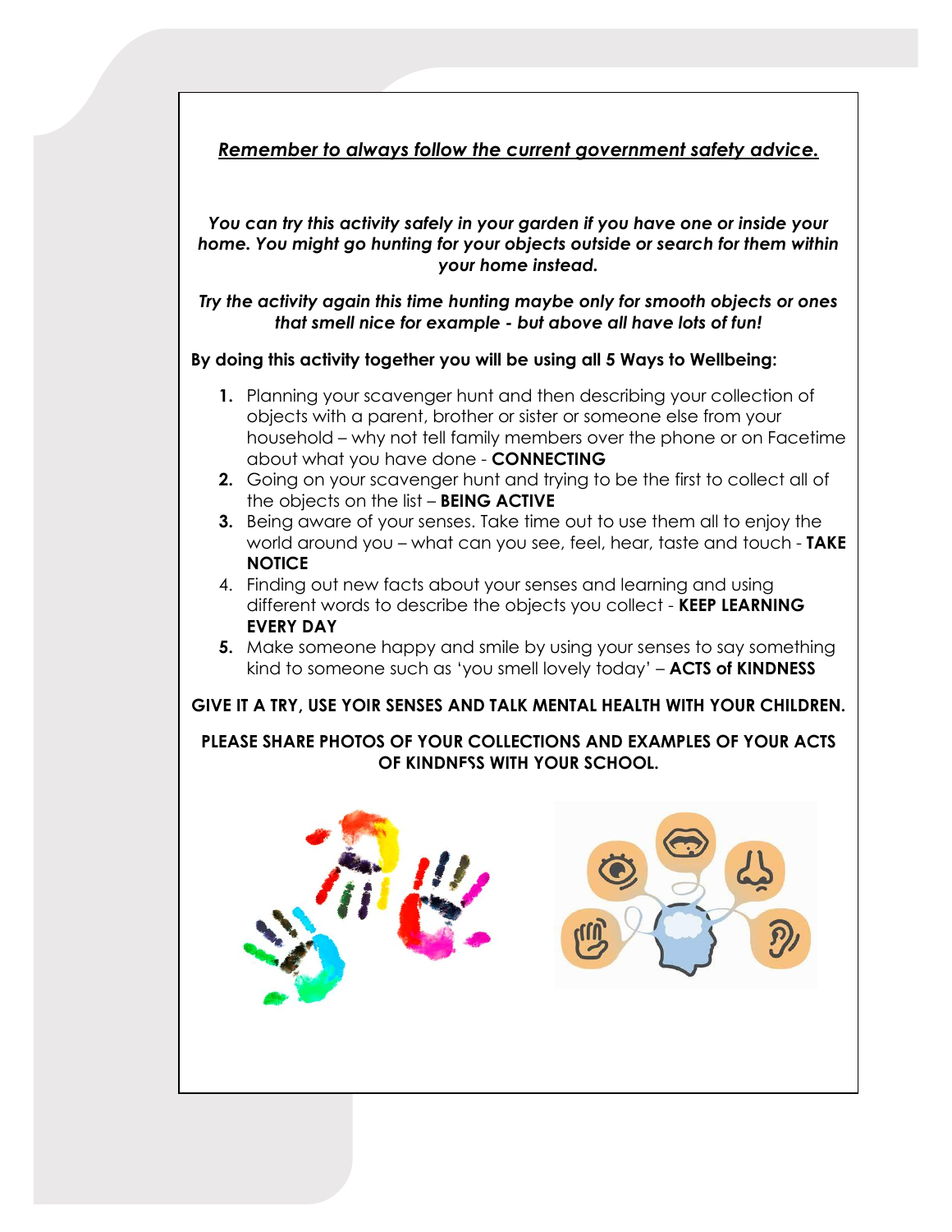***<u>Remember to always follow the current government safety advice.</u>***

***You can try this activity safely in your garden if you have one or inside your home. You might go hunting for your objects outside or search for them within your home instead.***

***Try the activity again this time hunting maybe only for smooth objects or ones that smell nice for example - but above all have lots of fun!***

**By doing this activity together you will be using all 5 Ways to Wellbeing:**

1. Planning your scavenger hunt and then describing your collection of objects with a parent, brother or sister or someone else from your household – why not tell family members over the phone or on Facetime about what you have done - **CONNECTING**
2. Going on your scavenger hunt and trying to be the first to collect all of the objects on the list – **BEING ACTIVE**
3. Being aware of your senses. Take time out to use them all to enjoy the world around you – what can you see, feel, hear, taste and touch - **TAKE NOTICE**
4. Finding out new facts about your senses and learning and using different words to describe the objects you collect - **KEEP LEARNING EVERY DAY**
5. Make someone happy and smile by using your senses to say something kind to someone such as 'you smell lovely today' – **ACTS of KINDNESS**

**GIVE IT A TRY, USE YOIR SENSES AND TALK MENTAL HEALTH WITH YOUR CHILDREN.**

**PLEASE SHARE PHOTOS OF YOUR COLLECTIONS AND EXAMPLES OF YOUR ACTS OF KINDNESS WITH YOUR SCHOOL.**